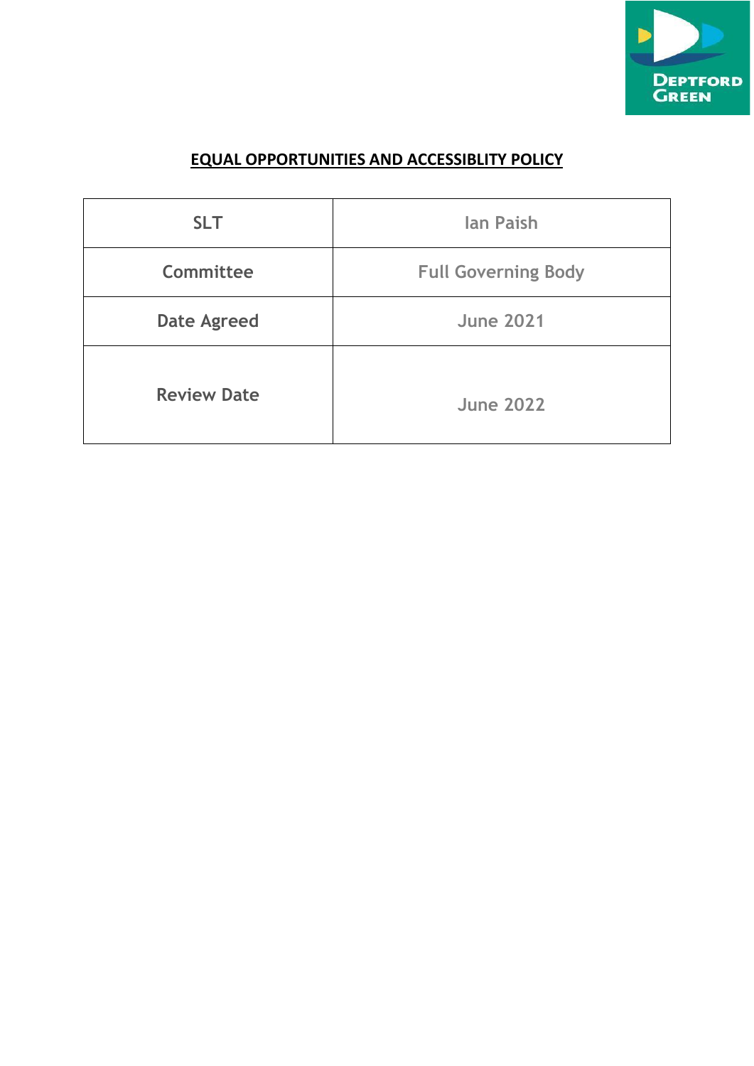# EQUAL OPPORTUNITIES AND ACCESSIBLITY POLICY

| SLT | Ian Paish |
|---|---|
| Committee | Full Governing Body |
| Date Agreed | June 2021 |
| Review Date | June 2022 |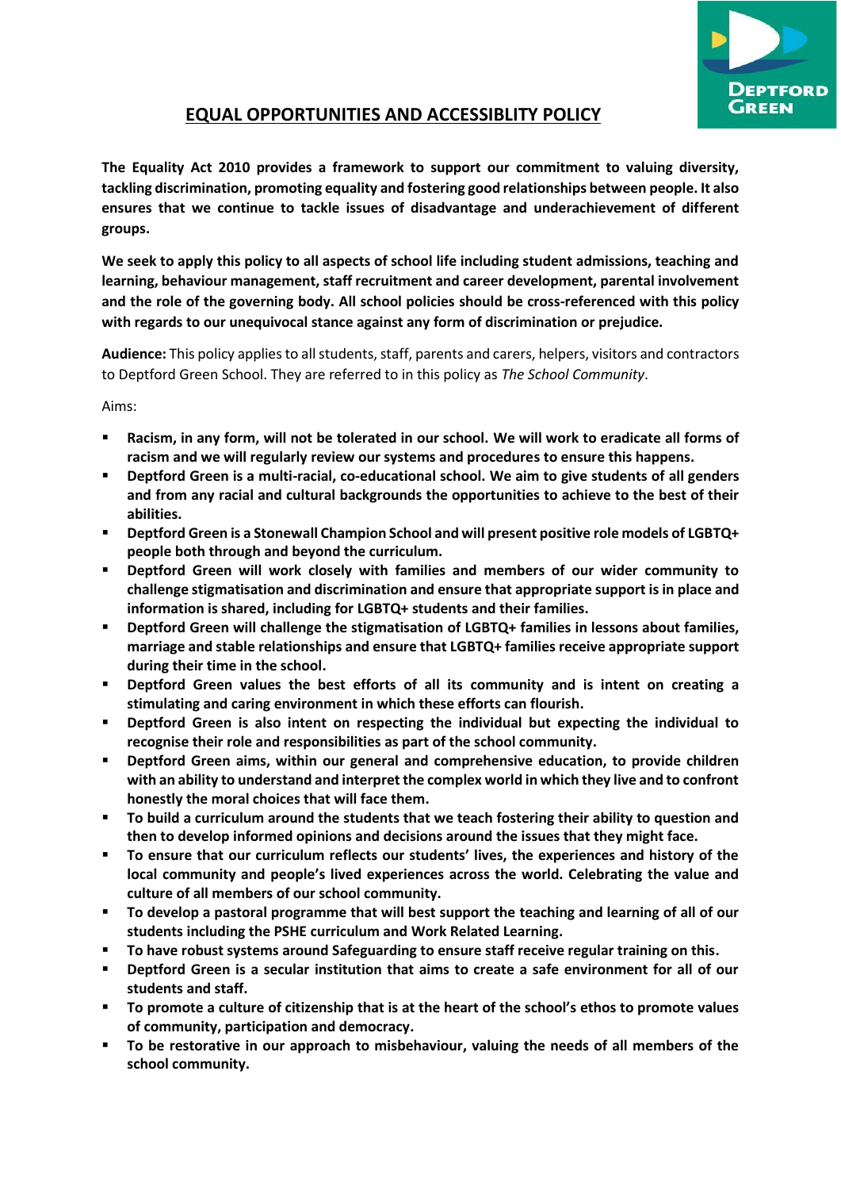# EQUAL OPPORTUNITIES AND ACCESSIBLITY POLICY

**The Equality Act 2010 provides a framework to support our commitment to valuing diversity, tackling discrimination, promoting equality and fostering good relationships between people. It also ensures that we continue to tackle issues of disadvantage and underachievement of different groups.**

**We seek to apply this policy to all aspects of school life including student admissions, teaching and learning, behaviour management, staff recruitment and career development, parental involvement and the role of the governing body. All school policies should be cross-referenced with this policy with regards to our unequivocal stance against any form of discrimination or prejudice.**

**Audience:** This policy applies to all students, staff, parents and carers, helpers, visitors and contractors to Deptford Green School. They are referred to in this policy as *The School Community*.

Aims:

- **Racism, in any form, will not be tolerated in our school. We will work to eradicate all forms of racism and we will regularly review our systems and procedures to ensure this happens.**
- **Deptford Green is a multi-racial, co-educational school. We aim to give students of all genders and from any racial and cultural backgrounds the opportunities to achieve to the best of their abilities.**
- **Deptford Green is a Stonewall Champion School and will present positive role models of LGBTQ+ people both through and beyond the curriculum.**
- **Deptford Green will work closely with families and members of our wider community to challenge stigmatisation and discrimination and ensure that appropriate support is in place and information is shared, including for LGBTQ+ students and their families.**
- **Deptford Green will challenge the stigmatisation of LGBTQ+ families in lessons about families, marriage and stable relationships and ensure that LGBTQ+ families receive appropriate support during their time in the school.**
- **Deptford Green values the best efforts of all its community and is intent on creating a stimulating and caring environment in which these efforts can flourish.**
- **Deptford Green is also intent on respecting the individual but expecting the individual to recognise their role and responsibilities as part of the school community.**
- **Deptford Green aims, within our general and comprehensive education, to provide children with an ability to understand and interpret the complex world in which they live and to confront honestly the moral choices that will face them.**
- **To build a curriculum around the students that we teach fostering their ability to question and then to develop informed opinions and decisions around the issues that they might face.**
- **To ensure that our curriculum reflects our students' lives, the experiences and history of the local community and people's lived experiences across the world. Celebrating the value and culture of all members of our school community.**
- **To develop a pastoral programme that will best support the teaching and learning of all of our students including the PSHE curriculum and Work Related Learning.**
- **To have robust systems around Safeguarding to ensure staff receive regular training on this.**
- **Deptford Green is a secular institution that aims to create a safe environment for all of our students and staff.**
- **To promote a culture of citizenship that is at the heart of the school's ethos to promote values of community, participation and democracy.**
- **To be restorative in our approach to misbehaviour, valuing the needs of all members of the school community.**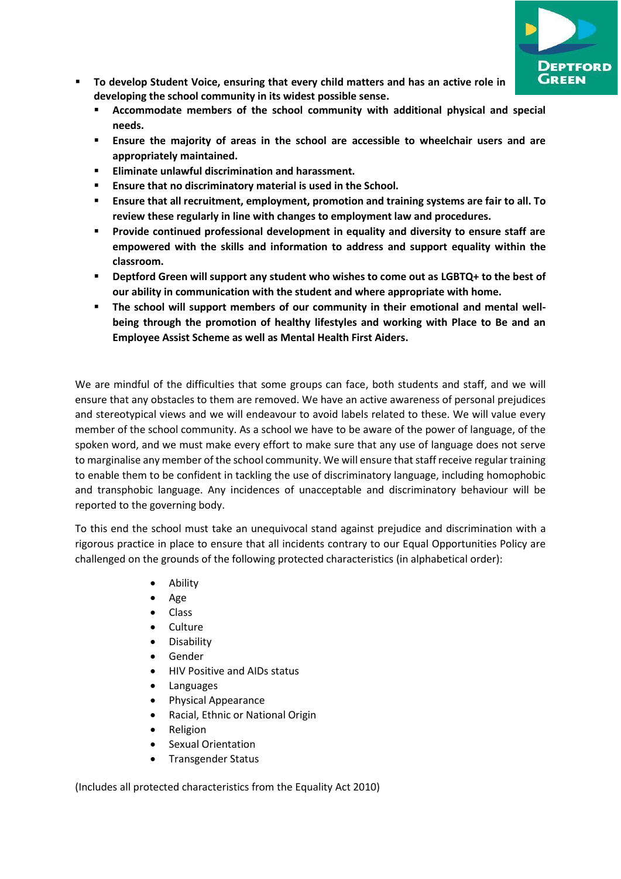- **To develop Student Voice, ensuring that every child matters and has an active role in developing the school community in its widest possible sense.**
  - **Accommodate members of the school community with additional physical and special needs.**
  - **Ensure the majority of areas in the school are accessible to wheelchair users and are appropriately maintained.**
  - **Eliminate unlawful discrimination and harassment.**
  - **Ensure that no discriminatory material is used in the School.**
  - **Ensure that all recruitment, employment, promotion and training systems are fair to all. To review these regularly in line with changes to employment law and procedures.**
  - **Provide continued professional development in equality and diversity to ensure staff are empowered with the skills and information to address and support equality within the classroom.**
  - **Deptford Green will support any student who wishes to come out as LGBTQ+ to the best of our ability in communication with the student and where appropriate with home.**
  - **The school will support members of our community in their emotional and mental well-being through the promotion of healthy lifestyles and working with Place to Be and an Employee Assist Scheme as well as Mental Health First Aiders.**

We are mindful of the difficulties that some groups can face, both students and staff, and we will ensure that any obstacles to them are removed. We have an active awareness of personal prejudices and stereotypical views and we will endeavour to avoid labels related to these. We will value every member of the school community. As a school we have to be aware of the power of language, of the spoken word, and we must make every effort to make sure that any use of language does not serve to marginalise any member of the school community. We will ensure that staff receive regular training to enable them to be confident in tackling the use of discriminatory language, including homophobic and transphobic language. Any incidences of unacceptable and discriminatory behaviour will be reported to the governing body.

To this end the school must take an unequivocal stand against prejudice and discrimination with a rigorous practice in place to ensure that all incidents contrary to our Equal Opportunities Policy are challenged on the grounds of the following protected characteristics (in alphabetical order):

- Ability
- Age
- Class
- Culture
- Disability
- Gender
- HIV Positive and AIDs status
- Languages
- Physical Appearance
- Racial, Ethnic or National Origin
- Religion
- Sexual Orientation
- Transgender Status

(Includes all protected characteristics from the Equality Act 2010)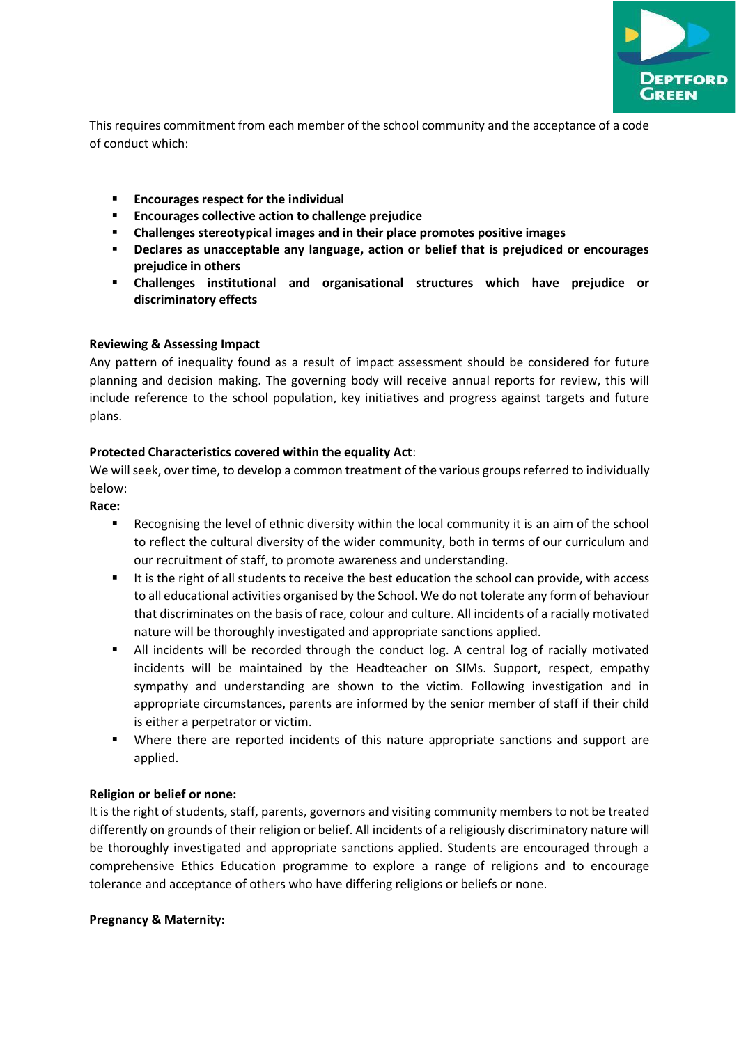This requires commitment from each member of the school community and the acceptance of a code of conduct which:

- **Encourages respect for the individual**
- **Encourages collective action to challenge prejudice**
- **Challenges stereotypical images and in their place promotes positive images**
- **Declares as unacceptable any language, action or belief that is prejudiced or encourages prejudice in others**
- **Challenges institutional and organisational structures which have prejudice or discriminatory effects**

**Reviewing & Assessing Impact**

Any pattern of inequality found as a result of impact assessment should be considered for future planning and decision making. The governing body will receive annual reports for review, this will include reference to the school population, key initiatives and progress against targets and future plans.

**Protected Characteristics covered within the equality Act**:

We will seek, over time, to develop a common treatment of the various groups referred to individually below:

**Race:**

- Recognising the level of ethnic diversity within the local community it is an aim of the school to reflect the cultural diversity of the wider community, both in terms of our curriculum and our recruitment of staff, to promote awareness and understanding.
- It is the right of all students to receive the best education the school can provide, with access to all educational activities organised by the School. We do not tolerate any form of behaviour that discriminates on the basis of race, colour and culture. All incidents of a racially motivated nature will be thoroughly investigated and appropriate sanctions applied.
- All incidents will be recorded through the conduct log. A central log of racially motivated incidents will be maintained by the Headteacher on SIMs. Support, respect, empathy sympathy and understanding are shown to the victim. Following investigation and in appropriate circumstances, parents are informed by the senior member of staff if their child is either a perpetrator or victim.
- Where there are reported incidents of this nature appropriate sanctions and support are applied.

**Religion or belief or none:**

It is the right of students, staff, parents, governors and visiting community members to not be treated differently on grounds of their religion or belief. All incidents of a religiously discriminatory nature will be thoroughly investigated and appropriate sanctions applied. Students are encouraged through a comprehensive Ethics Education programme to explore a range of religions and to encourage tolerance and acceptance of others who have differing religions or beliefs or none.

**Pregnancy & Maternity:**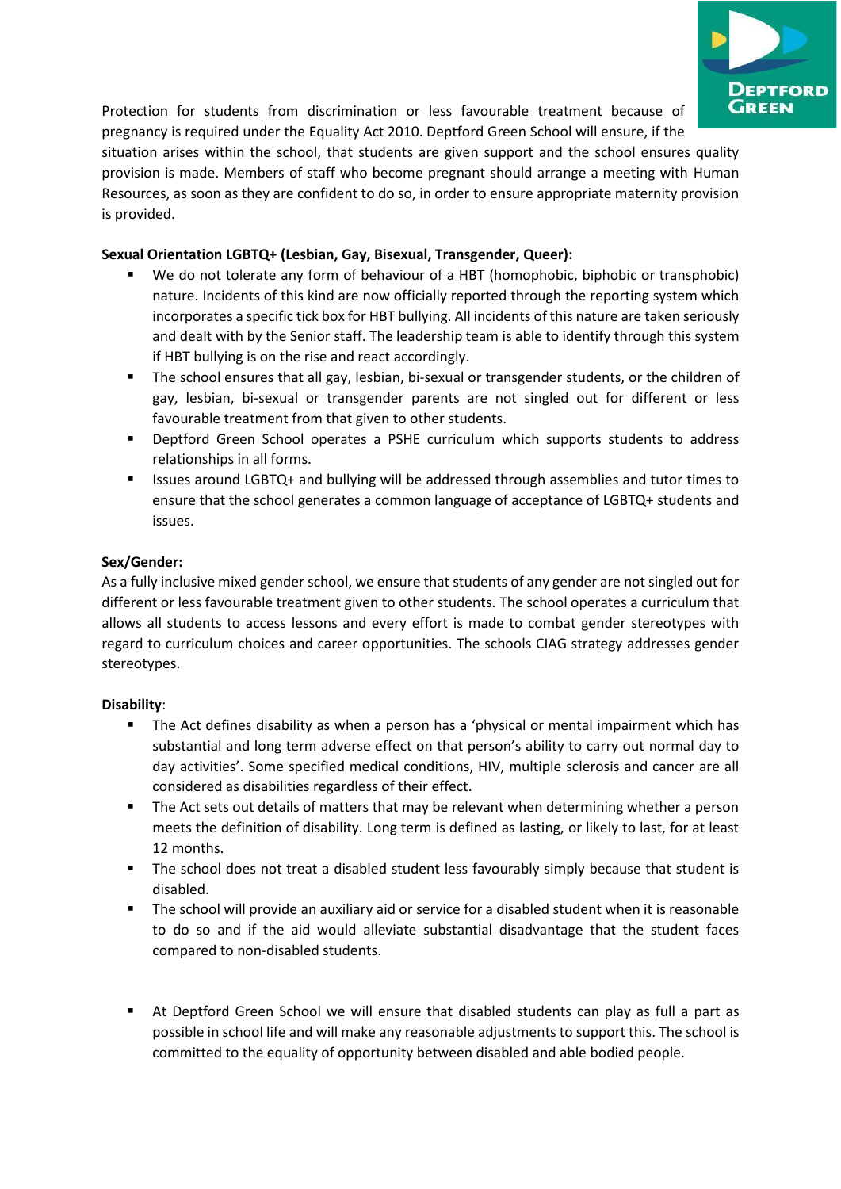Protection for students from discrimination or less favourable treatment because of pregnancy is required under the Equality Act 2010. Deptford Green School will ensure, if the situation arises within the school, that students are given support and the school ensures quality provision is made. Members of staff who become pregnant should arrange a meeting with Human Resources, as soon as they are confident to do so, in order to ensure appropriate maternity provision is provided.

**Sexual Orientation LGBTQ+ (Lesbian, Gay, Bisexual, Transgender, Queer):**

- We do not tolerate any form of behaviour of a HBT (homophobic, biphobic or transphobic) nature. Incidents of this kind are now officially reported through the reporting system which incorporates a specific tick box for HBT bullying. All incidents of this nature are taken seriously and dealt with by the Senior staff. The leadership team is able to identify through this system if HBT bullying is on the rise and react accordingly.
- The school ensures that all gay, lesbian, bi-sexual or transgender students, or the children of gay, lesbian, bi-sexual or transgender parents are not singled out for different or less favourable treatment from that given to other students.
- Deptford Green School operates a PSHE curriculum which supports students to address relationships in all forms.
- Issues around LGBTQ+ and bullying will be addressed through assemblies and tutor times to ensure that the school generates a common language of acceptance of LGBTQ+ students and issues.

**Sex/Gender:**

As a fully inclusive mixed gender school, we ensure that students of any gender are not singled out for different or less favourable treatment given to other students. The school operates a curriculum that allows all students to access lessons and every effort is made to combat gender stereotypes with regard to curriculum choices and career opportunities. The schools CIAG strategy addresses gender stereotypes.

**Disability**:

- The Act defines disability as when a person has a 'physical or mental impairment which has substantial and long term adverse effect on that person's ability to carry out normal day to day activities'. Some specified medical conditions, HIV, multiple sclerosis and cancer are all considered as disabilities regardless of their effect.
- The Act sets out details of matters that may be relevant when determining whether a person meets the definition of disability. Long term is defined as lasting, or likely to last, for at least 12 months.
- The school does not treat a disabled student less favourably simply because that student is disabled.
- The school will provide an auxiliary aid or service for a disabled student when it is reasonable to do so and if the aid would alleviate substantial disadvantage that the student faces compared to non-disabled students.
- At Deptford Green School we will ensure that disabled students can play as full a part as possible in school life and will make any reasonable adjustments to support this. The school is committed to the equality of opportunity between disabled and able bodied people.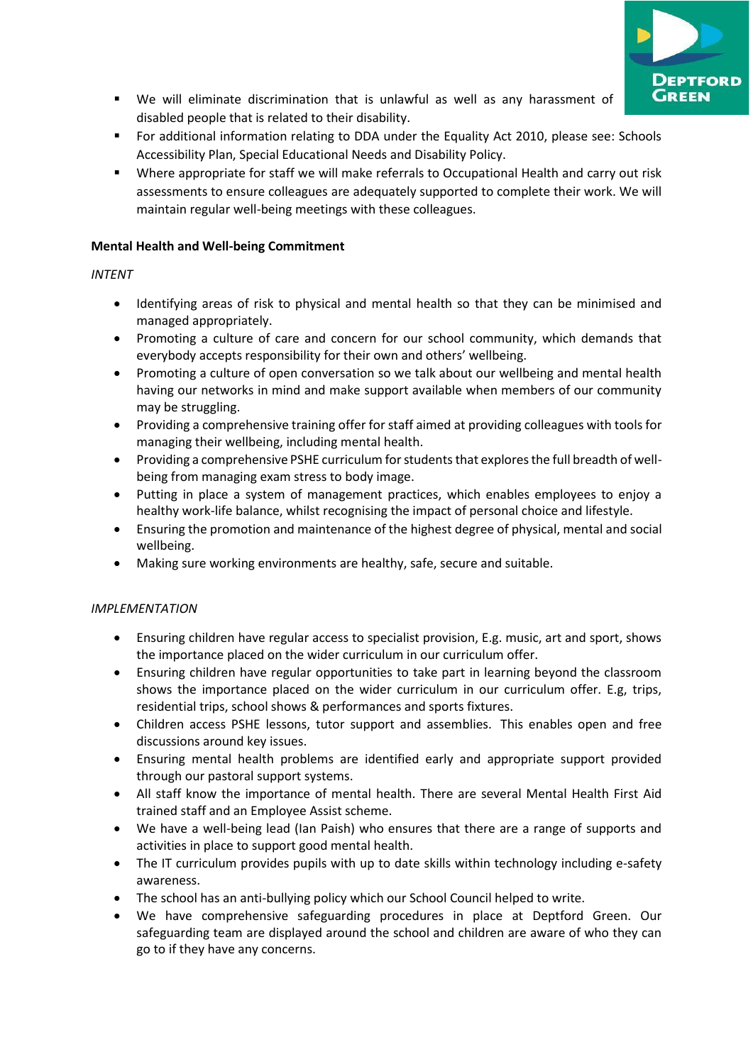- We will eliminate discrimination that is unlawful as well as any harassment of disabled people that is related to their disability.
- For additional information relating to DDA under the Equality Act 2010, please see: Schools Accessibility Plan, Special Educational Needs and Disability Policy.
- Where appropriate for staff we will make referrals to Occupational Health and carry out risk assessments to ensure colleagues are adequately supported to complete their work. We will maintain regular well-being meetings with these colleagues.

**Mental Health and Well-being Commitment**

*INTENT*

- Identifying areas of risk to physical and mental health so that they can be minimised and managed appropriately.
- Promoting a culture of care and concern for our school community, which demands that everybody accepts responsibility for their own and others' wellbeing.
- Promoting a culture of open conversation so we talk about our wellbeing and mental health having our networks in mind and make support available when members of our community may be struggling.
- Providing a comprehensive training offer for staff aimed at providing colleagues with tools for managing their wellbeing, including mental health.
- Providing a comprehensive PSHE curriculum for students that explores the full breadth of well-being from managing exam stress to body image.
- Putting in place a system of management practices, which enables employees to enjoy a healthy work-life balance, whilst recognising the impact of personal choice and lifestyle.
- Ensuring the promotion and maintenance of the highest degree of physical, mental and social wellbeing.
- Making sure working environments are healthy, safe, secure and suitable.

*IMPLEMENTATION*

- Ensuring children have regular access to specialist provision, E.g. music, art and sport, shows the importance placed on the wider curriculum in our curriculum offer.
- Ensuring children have regular opportunities to take part in learning beyond the classroom shows the importance placed on the wider curriculum in our curriculum offer. E.g, trips, residential trips, school shows & performances and sports fixtures.
- Children access PSHE lessons, tutor support and assemblies. This enables open and free discussions around key issues.
- Ensuring mental health problems are identified early and appropriate support provided through our pastoral support systems.
- All staff know the importance of mental health. There are several Mental Health First Aid trained staff and an Employee Assist scheme.
- We have a well-being lead (Ian Paish) who ensures that there are a range of supports and activities in place to support good mental health.
- The IT curriculum provides pupils with up to date skills within technology including e-safety awareness.
- The school has an anti-bullying policy which our School Council helped to write.
- We have comprehensive safeguarding procedures in place at Deptford Green. Our safeguarding team are displayed around the school and children are aware of who they can go to if they have any concerns.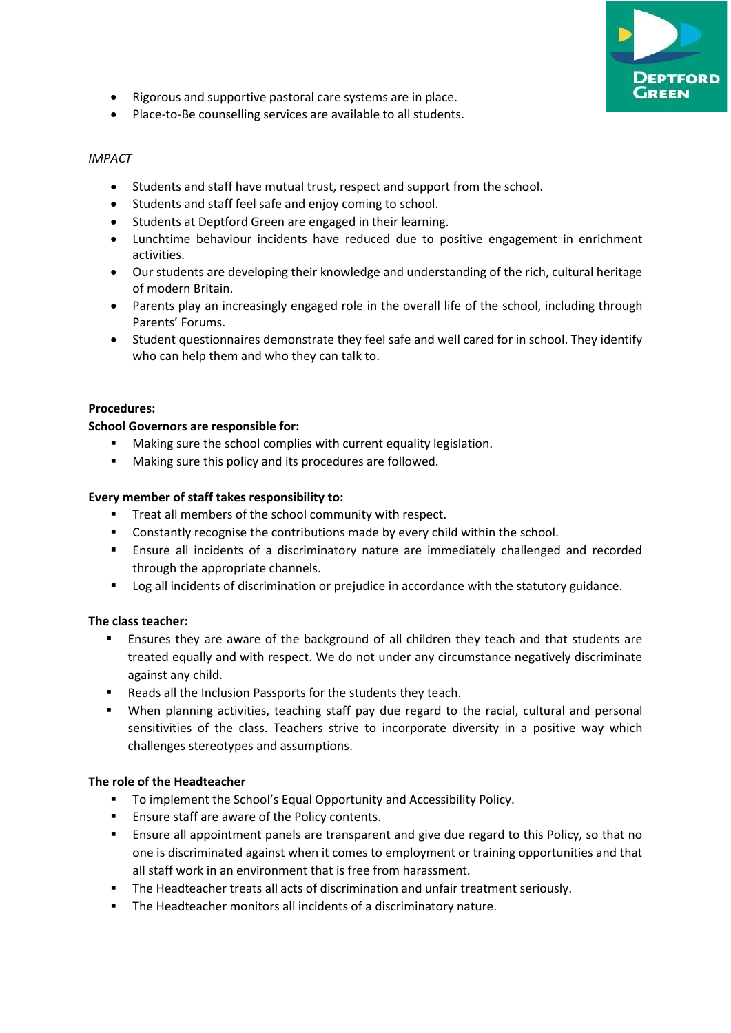- Rigorous and supportive pastoral care systems are in place.
- Place-to-Be counselling services are available to all students.

*IMPACT*

- Students and staff have mutual trust, respect and support from the school.
- Students and staff feel safe and enjoy coming to school.
- Students at Deptford Green are engaged in their learning.
- Lunchtime behaviour incidents have reduced due to positive engagement in enrichment activities.
- Our students are developing their knowledge and understanding of the rich, cultural heritage of modern Britain.
- Parents play an increasingly engaged role in the overall life of the school, including through Parents' Forums.
- Student questionnaires demonstrate they feel safe and well cared for in school. They identify who can help them and who they can talk to.

**Procedures:**

**School Governors are responsible for:**

- Making sure the school complies with current equality legislation.
- Making sure this policy and its procedures are followed.

**Every member of staff takes responsibility to:**

- Treat all members of the school community with respect.
- Constantly recognise the contributions made by every child within the school.
- Ensure all incidents of a discriminatory nature are immediately challenged and recorded through the appropriate channels.
- Log all incidents of discrimination or prejudice in accordance with the statutory guidance.

**The class teacher:**

- Ensures they are aware of the background of all children they teach and that students are treated equally and with respect. We do not under any circumstance negatively discriminate against any child.
- Reads all the Inclusion Passports for the students they teach.
- When planning activities, teaching staff pay due regard to the racial, cultural and personal sensitivities of the class. Teachers strive to incorporate diversity in a positive way which challenges stereotypes and assumptions.

**The role of the Headteacher**

- To implement the School's Equal Opportunity and Accessibility Policy.
- Ensure staff are aware of the Policy contents.
- Ensure all appointment panels are transparent and give due regard to this Policy, so that no one is discriminated against when it comes to employment or training opportunities and that all staff work in an environment that is free from harassment.
- The Headteacher treats all acts of discrimination and unfair treatment seriously.
- The Headteacher monitors all incidents of a discriminatory nature.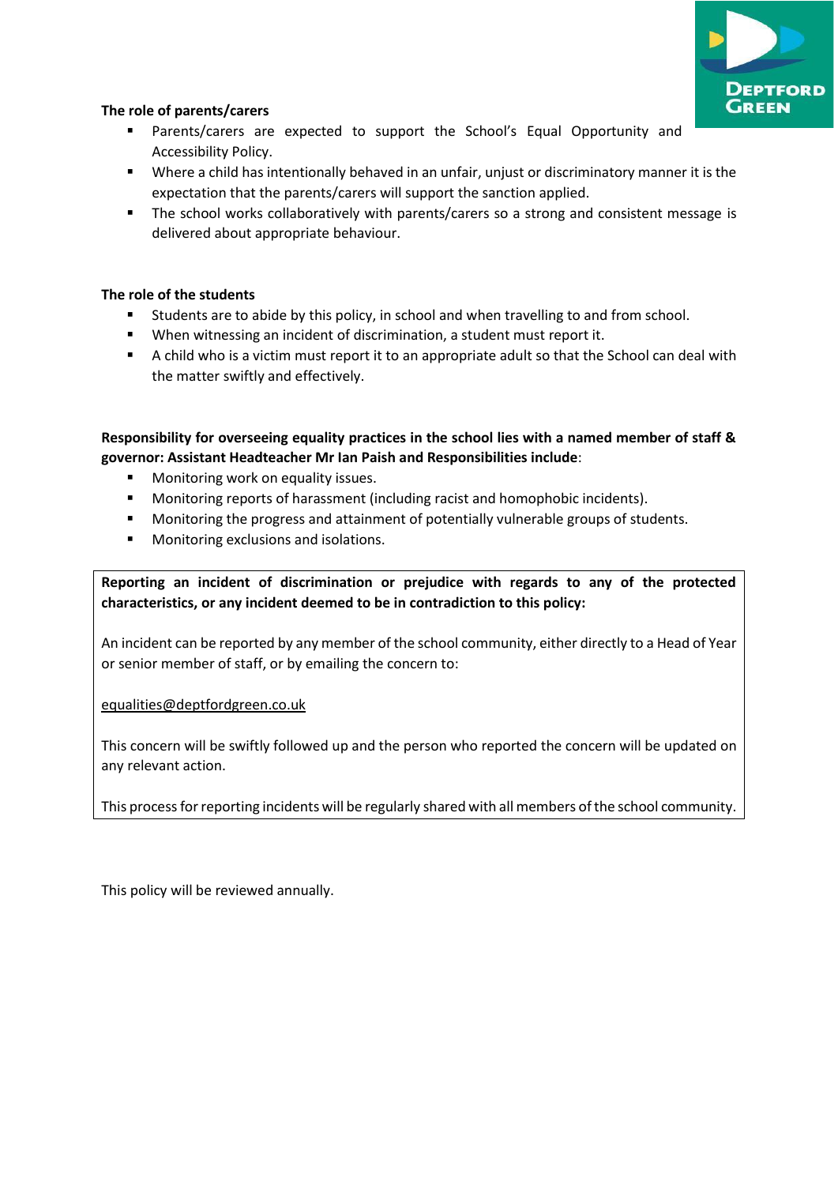**The role of parents/carers**

- Parents/carers are expected to support the School's Equal Opportunity and Accessibility Policy.
- Where a child has intentionally behaved in an unfair, unjust or discriminatory manner it is the expectation that the parents/carers will support the sanction applied.
- The school works collaboratively with parents/carers so a strong and consistent message is delivered about appropriate behaviour.

**The role of the students**

- Students are to abide by this policy, in school and when travelling to and from school.
- When witnessing an incident of discrimination, a student must report it.
- A child who is a victim must report it to an appropriate adult so that the School can deal with the matter swiftly and effectively.

**Responsibility for overseeing equality practices in the school lies with a named member of staff & governor: Assistant Headteacher Mr Ian Paish and Responsibilities include**:

- Monitoring work on equality issues.
- Monitoring reports of harassment (including racist and homophobic incidents).
- Monitoring the progress and attainment of potentially vulnerable groups of students.
- Monitoring exclusions and isolations.

**Reporting an incident of discrimination or prejudice with regards to any of the protected characteristics, or any incident deemed to be in contradiction to this policy:**

An incident can be reported by any member of the school community, either directly to a Head of Year or senior member of staff, or by emailing the concern to:

equalities@deptfordgreen.co.uk

This concern will be swiftly followed up and the person who reported the concern will be updated on any relevant action.

This process for reporting incidents will be regularly shared with all members of the school community.

This policy will be reviewed annually.